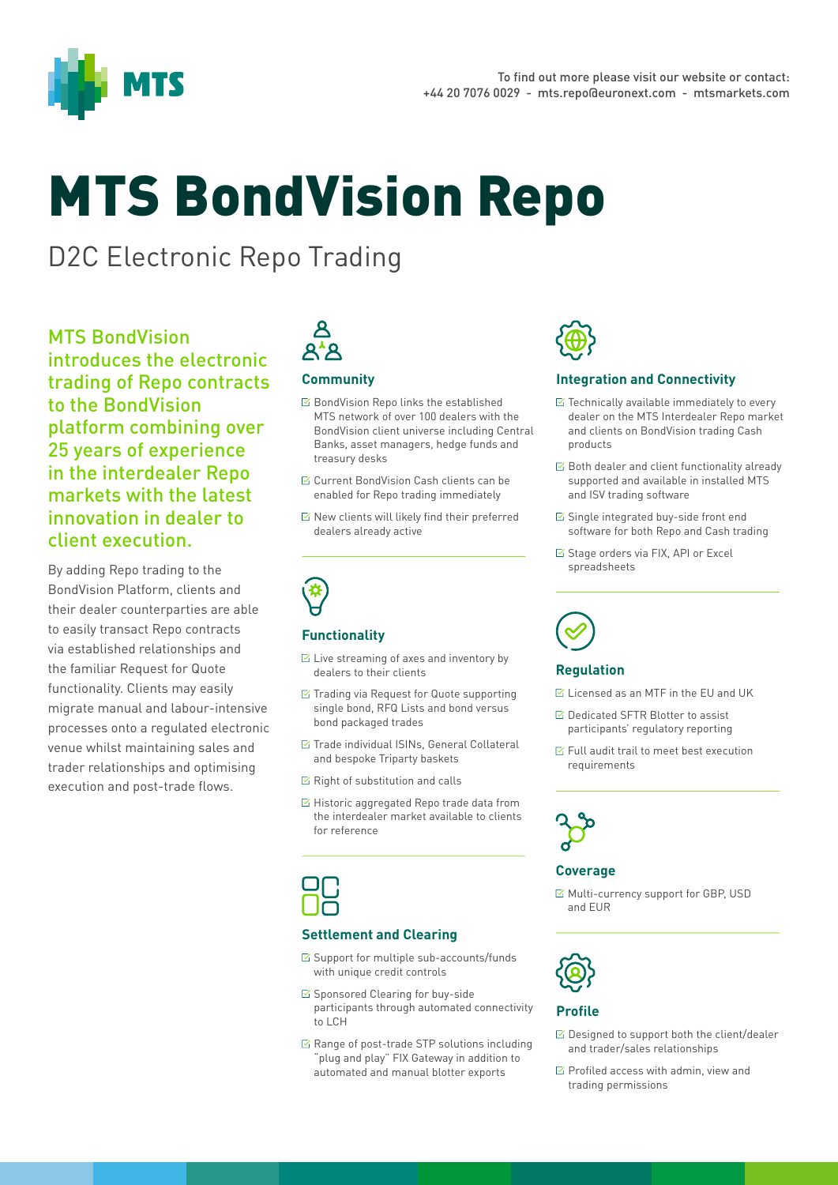To find out more please visit our website or contact:
+44 20 7076 0029 - mts.repo@euronext.com - mtsmarkets.com

# MTS BondVision Repo

## D2C Electronic Repo Trading

MTS BondVision introduces the electronic trading of Repo contracts to the BondVision platform combining over 25 years of experience in the interdealer Repo markets with the latest innovation in dealer to client execution.

By adding Repo trading to the BondVision Platform, clients and their dealer counterparties are able to easily transact Repo contracts via established relationships and the familiar Request for Quote functionality. Clients may easily migrate manual and labour-intensive processes onto a regulated electronic venue whilst maintaining sales and trader relationships and optimising execution and post-trade flows.

### Community

- BondVision Repo links the established MTS network of over 100 dealers with the BondVision client universe including Central Banks, asset managers, hedge funds and treasury desks
- Current BondVision Cash clients can be enabled for Repo trading immediately
- New clients will likely find their preferred dealers already active

### Functionality

- Live streaming of axes and inventory by dealers to their clients
- Trading via Request for Quote supporting single bond, RFQ Lists and bond versus bond packaged trades
- Trade individual ISINs, General Collateral and bespoke Triparty baskets
- Right of substitution and calls
- Historic aggregated Repo trade data from the interdealer market available to clients for reference

### Settlement and Clearing

- Support for multiple sub-accounts/funds with unique credit controls
- Sponsored Clearing for buy-side participants through automated connectivity to LCH
- Range of post-trade STP solutions including "plug and play" FIX Gateway in addition to automated and manual blotter exports

### Integration and Connectivity

- Technically available immediately to every dealer on the MTS Interdealer Repo market and clients on BondVision trading Cash products
- Both dealer and client functionality already supported and available in installed MTS and ISV trading software
- Single integrated buy-side front end software for both Repo and Cash trading
- Stage orders via FIX, API or Excel spreadsheets

### Regulation

- Licensed as an MTF in the EU and UK
- Dedicated SFTR Blotter to assist participants' regulatory reporting
- Full audit trail to meet best execution requirements

### Coverage

- Multi-currency support for GBP, USD and EUR

### Profile

- Designed to support both the client/dealer and trader/sales relationships
- Profiled access with admin, view and trading permissions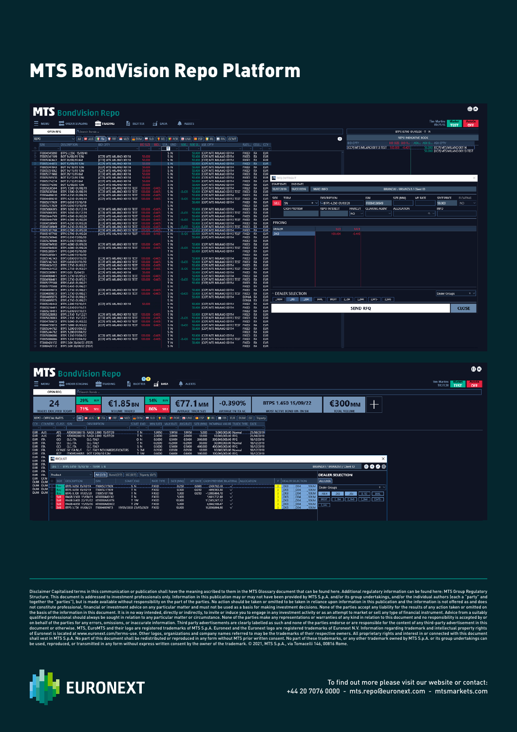# MTS BondVision Repo Platform

Disclaimer Capitalised terms in this communication or publication shall have the meaning ascribed to them in the MTS Glossary document that can be found here. Additional regulatory information can be found here: MTS Group Regulatory Structure. This document is addressed to investment professionals only. Information in this publication may or may not have been provided by MTS S.p.A. and/or its group undertakings, and/or the individual authors (each a "party" and together the "parties"), but is made available without responsibility on the part of the parties. No action should be taken or omitted to be taken in reliance upon information in this publication and the information is offered as and does not constitute professional, financial or investment advice on any particular matter and must not be used as a basis for making investment decisions. None of the parties accept any liability for the results of any action taken or omitted on the basis of the information in this document. It is in no way intended, directly or indirectly, to invite or induce you to engage in any investment activity or as an attempt to market or sell any type of financial instrument. Advice from a suitably qualified professional should always be sought in relation to any particular matter or circumstance. None of the parties make any representations or warranties of any kind in relation to this document and no responsibility is accepted by or on behalf of the parties for any errors, omissions, or inaccurate information. Third party advertisements are clearly labelled as such and none of the parties endorse or are responsible for the content of any third-party advertisement in this document or otherwise. MTS, EuroMTS and their logo are registered trademarks of MTS S.p.A. Euronext and the Euronext logo are registered trademarks of Euronext N.V. Information regarding trademark and intellectual property rights of Euronext is located at www.euronext.com/terms-use. Other logos, organizations and company names referred to may be the trademarks of their respective owners. All proprietary rights and interest in or connected with this document shall vest in MTS S.p.A. No part of this document shall be redistributed or reproduced in any form without MTS prior written consent. No part of these trademarks, or any other trademark owned by MTS S.p.A. or its group undertakings can be used, reproduced, or transmitted in any form without express written consent by the owner of the trademark. © 2021, MTS S.p.A., via Tomacelli 146, 00816 Rome.

EURONEXT

To find out more please visit our website or contact:
+44 20 7076 0000 - mts.repo@euronext.com - mtsmarkets.com